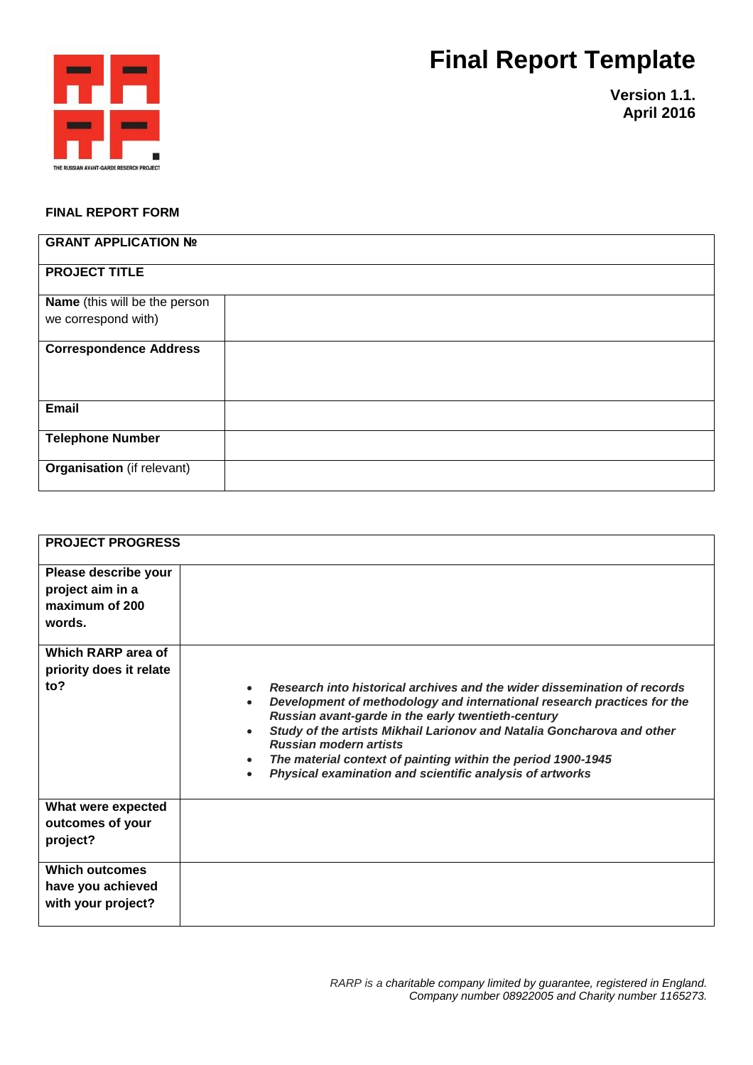# Final Report Template

**Version 1.1.**
**April 2016**

**FINAL REPORT FORM**

| **GRANT APPLICATION №** | |
|---|---|
| **PROJECT TITLE** | |
| **Name** (this will be the person we correspond with) | |
| **Correspondence Address** | |
| **Email** | |
| **Telephone Number** | |
| **Organisation** (if relevant) | |

| **PROJECT PROGRESS** | |
|---|---|
| **Please describe your project aim in a maximum of 200 words.** | |
| **Which RARP area of priority does it relate to?** | • ***Research into historical archives and the wider dissemination of records*** <br> • ***Development of methodology and international research practices for the Russian avant-garde in the early twentieth-century*** <br> • ***Study of the artists Mikhail Larionov and Natalia Goncharova and other Russian modern artists*** <br> • ***The material context of painting within the period 1900-1945*** <br> • ***Physical examination and scientific analysis of artworks*** |
| **What were expected outcomes of your project?** | |
| **Which outcomes have you achieved with your project?** | |

*RARP is a charitable company limited by guarantee, registered in England.*
*Company number 08922005 and Charity number 1165273.*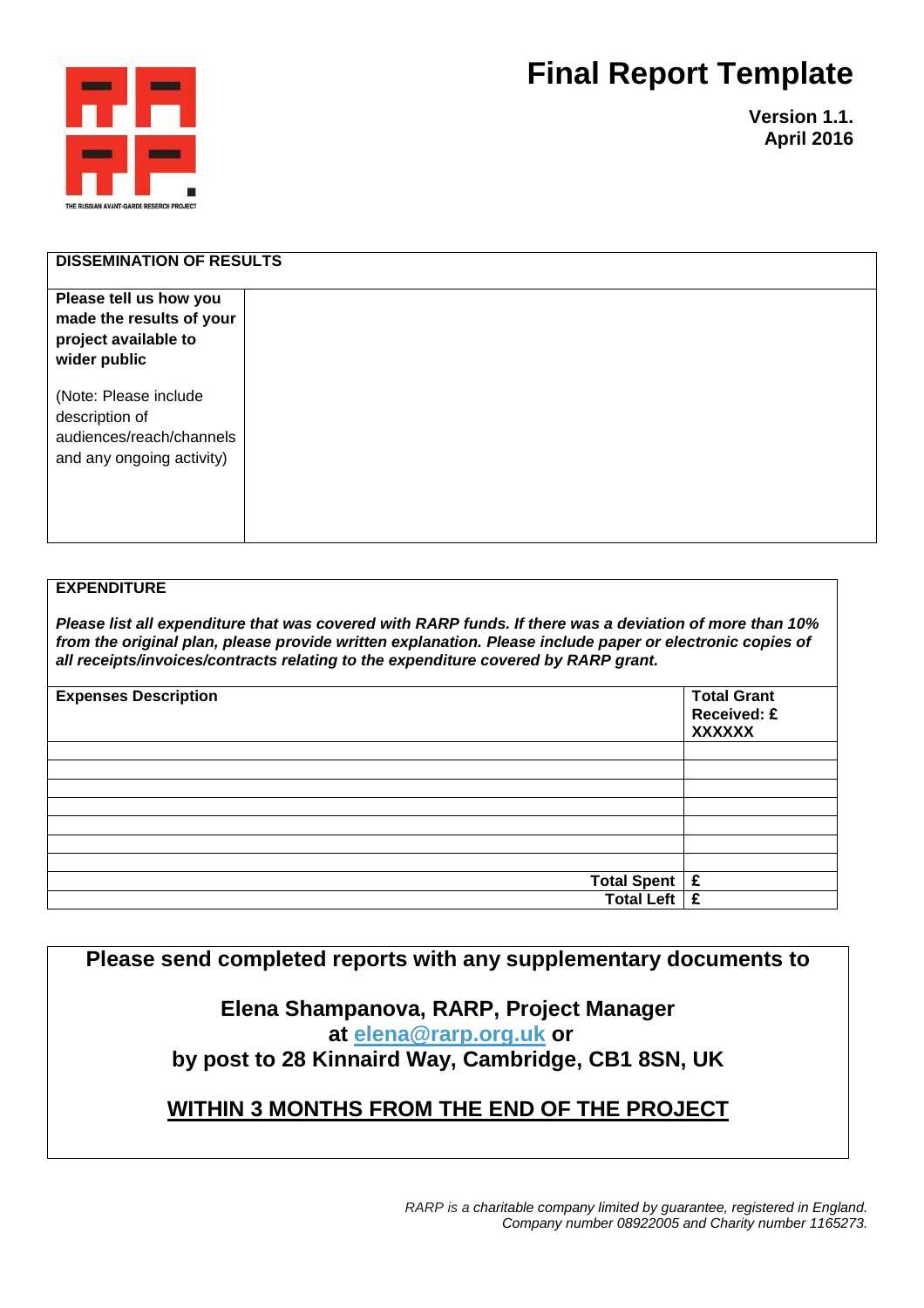# Final Report Template

**Version 1.1.**
**April 2016**

| **DISSEMINATION OF RESULTS** | |
|---|---|
| **Please tell us how you made the results of your project available to wider public**<br><br>(Note: Please include description of audiences/reach/channels and any ongoing activity) | |

**EXPENDITURE**

***Please list all expenditure that was covered with RARP funds. If there was a deviation of more than 10% from the original plan, please provide written explanation. Please include paper or electronic copies of all receipts/invoices/contracts relating to the expenditure covered by RARP grant.***

| **Expenses Description** | **Total Grant Received: £ XXXXXX** |
|---|---|
| | |
| | |
| | |
| | |
| | |
| | |
| | |
| **Total Spent** | **£** |
| **Total Left** | **£** |

**Please send completed reports with any supplementary documents to**

**Elena Shampanova, RARP, Project Manager**
**at [elena@rarp.org.uk](mailto:elena@rarp.org.uk) or**
**by post to 28 Kinnaird Way, Cambridge, CB1 8SN, UK**

**WITHIN 3 MONTHS FROM THE END OF THE PROJECT**

*RARP is a charitable company limited by guarantee, registered in England.*
*Company number 08922005 and Charity number 1165273.*